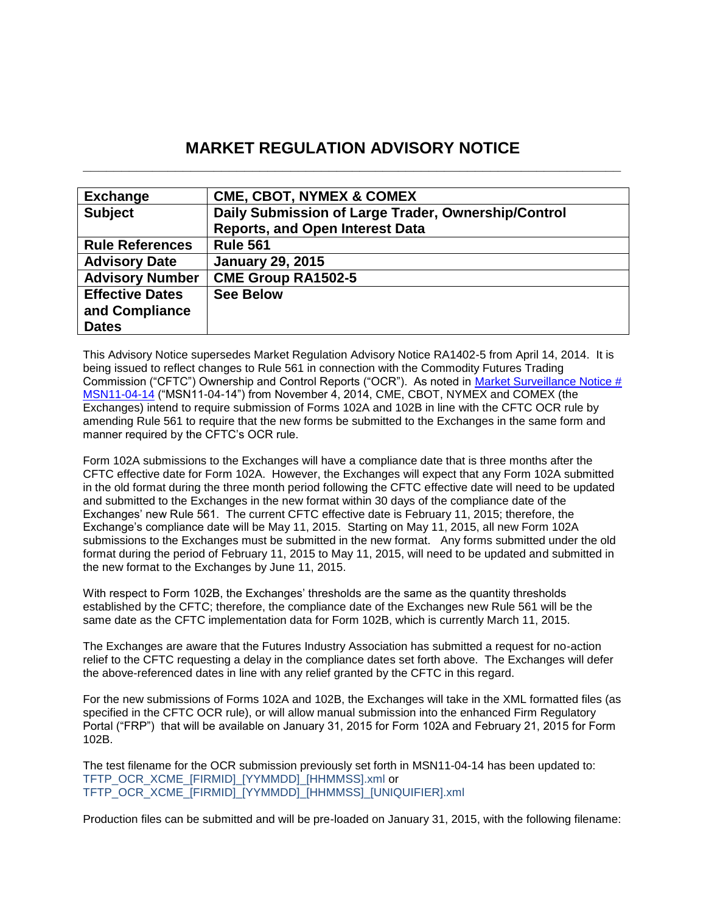# MARKET REGULATION ADVISORY NOTICE

| Exchange | CME, CBOT, NYMEX & COMEX |
|---|---|
| Subject | Daily Submission of Large Trader, Ownership/Control Reports, and Open Interest Data |
| Rule References | Rule 561 |
| Advisory Date | January 29, 2015 |
| Advisory Number | CME Group RA1502-5 |
| Effective Dates and Compliance Dates | See Below |

This Advisory Notice supersedes Market Regulation Advisory Notice RA1402-5 from April 14, 2014. It is being issued to reflect changes to Rule 561 in connection with the Commodity Futures Trading Commission ("CFTC") Ownership and Control Reports ("OCR"). As noted in Market Surveillance Notice # MSN11-04-14 ("MSN11-04-14") from November 4, 2014, CME, CBOT, NYMEX and COMEX (the Exchanges) intend to require submission of Forms 102A and 102B in line with the CFTC OCR rule by amending Rule 561 to require that the new forms be submitted to the Exchanges in the same form and manner required by the CFTC's OCR rule.

Form 102A submissions to the Exchanges will have a compliance date that is three months after the CFTC effective date for Form 102A. However, the Exchanges will expect that any Form 102A submitted in the old format during the three month period following the CFTC effective date will need to be updated and submitted to the Exchanges in the new format within 30 days of the compliance date of the Exchanges' new Rule 561. The current CFTC effective date is February 11, 2015; therefore, the Exchange's compliance date will be May 11, 2015. Starting on May 11, 2015, all new Form 102A submissions to the Exchanges must be submitted in the new format. Any forms submitted under the old format during the period of February 11, 2015 to May 11, 2015, will need to be updated and submitted in the new format to the Exchanges by June 11, 2015.

With respect to Form 102B, the Exchanges' thresholds are the same as the quantity thresholds established by the CFTC; therefore, the compliance date of the Exchanges new Rule 561 will be the same date as the CFTC implementation data for Form 102B, which is currently March 11, 2015.

The Exchanges are aware that the Futures Industry Association has submitted a request for no-action relief to the CFTC requesting a delay in the compliance dates set forth above. The Exchanges will defer the above-referenced dates in line with any relief granted by the CFTC in this regard.

For the new submissions of Forms 102A and 102B, the Exchanges will take in the XML formatted files (as specified in the CFTC OCR rule), or will allow manual submission into the enhanced Firm Regulatory Portal ("FRP") that will be available on January 31, 2015 for Form 102A and February 21, 2015 for Form 102B.

The test filename for the OCR submission previously set forth in MSN11-04-14 has been updated to:
TFTP_OCR_XCME_[FIRMID]_[YYMMDD]_[HHMMSS].xml or
TFTP_OCR_XCME_[FIRMID]_[YYMMDD]_[HHMMSS]_[UNIQUIFIER].xml

Production files can be submitted and will be pre-loaded on January 31, 2015, with the following filename: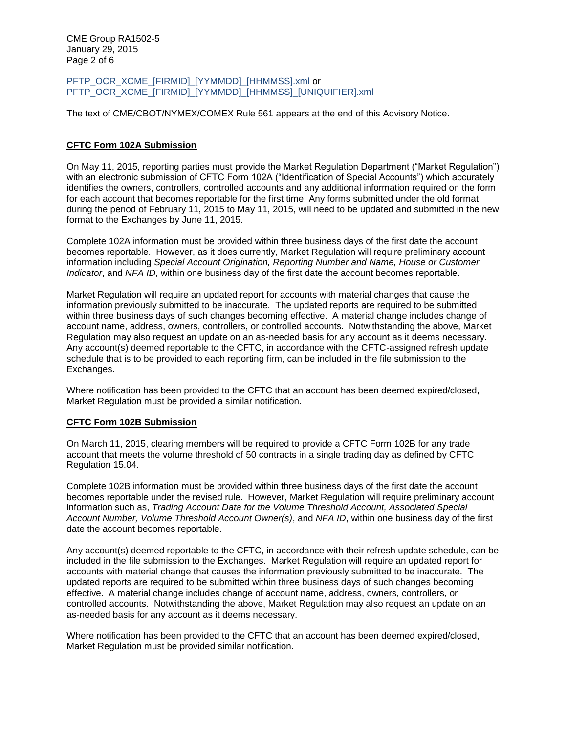PFTP_OCR_XCME_[FIRMID]_[YYMMDD]_[HHMMSS].xml or
PFTP_OCR_XCME_[FIRMID]_[YYMMDD]_[HHMMSS]_[UNIQUIFIER].xml

The text of CME/CBOT/NYMEX/COMEX Rule 561 appears at the end of this Advisory Notice.

**CFTC Form 102A Submission**

On May 11, 2015, reporting parties must provide the Market Regulation Department ("Market Regulation") with an electronic submission of CFTC Form 102A ("Identification of Special Accounts") which accurately identifies the owners, controllers, controlled accounts and any additional information required on the form for each account that becomes reportable for the first time. Any forms submitted under the old format during the period of February 11, 2015 to May 11, 2015, will need to be updated and submitted in the new format to the Exchanges by June 11, 2015.

Complete 102A information must be provided within three business days of the first date the account becomes reportable. However, as it does currently, Market Regulation will require preliminary account information including *Special Account Origination, Reporting Number and Name, House or Customer Indicator*, and *NFA ID*, within one business day of the first date the account becomes reportable.

Market Regulation will require an updated report for accounts with material changes that cause the information previously submitted to be inaccurate. The updated reports are required to be submitted within three business days of such changes becoming effective. A material change includes change of account name, address, owners, controllers, or controlled accounts. Notwithstanding the above, Market Regulation may also request an update on an as-needed basis for any account as it deems necessary. Any account(s) deemed reportable to the CFTC, in accordance with the CFTC-assigned refresh update schedule that is to be provided to each reporting firm, can be included in the file submission to the Exchanges.

Where notification has been provided to the CFTC that an account has been deemed expired/closed, Market Regulation must be provided a similar notification.

**CFTC Form 102B Submission**

On March 11, 2015, clearing members will be required to provide a CFTC Form 102B for any trade account that meets the volume threshold of 50 contracts in a single trading day as defined by CFTC Regulation 15.04.

Complete 102B information must be provided within three business days of the first date the account becomes reportable under the revised rule. However, Market Regulation will require preliminary account information such as, *Trading Account Data for the Volume Threshold Account, Associated Special Account Number, Volume Threshold Account Owner(s)*, and *NFA ID*, within one business day of the first date the account becomes reportable.

Any account(s) deemed reportable to the CFTC, in accordance with their refresh update schedule, can be included in the file submission to the Exchanges. Market Regulation will require an updated report for accounts with material change that causes the information previously submitted to be inaccurate. The updated reports are required to be submitted within three business days of such changes becoming effective. A material change includes change of account name, address, owners, controllers, or controlled accounts. Notwithstanding the above, Market Regulation may also request an update on an as-needed basis for any account as it deems necessary.

Where notification has been provided to the CFTC that an account has been deemed expired/closed, Market Regulation must be provided similar notification.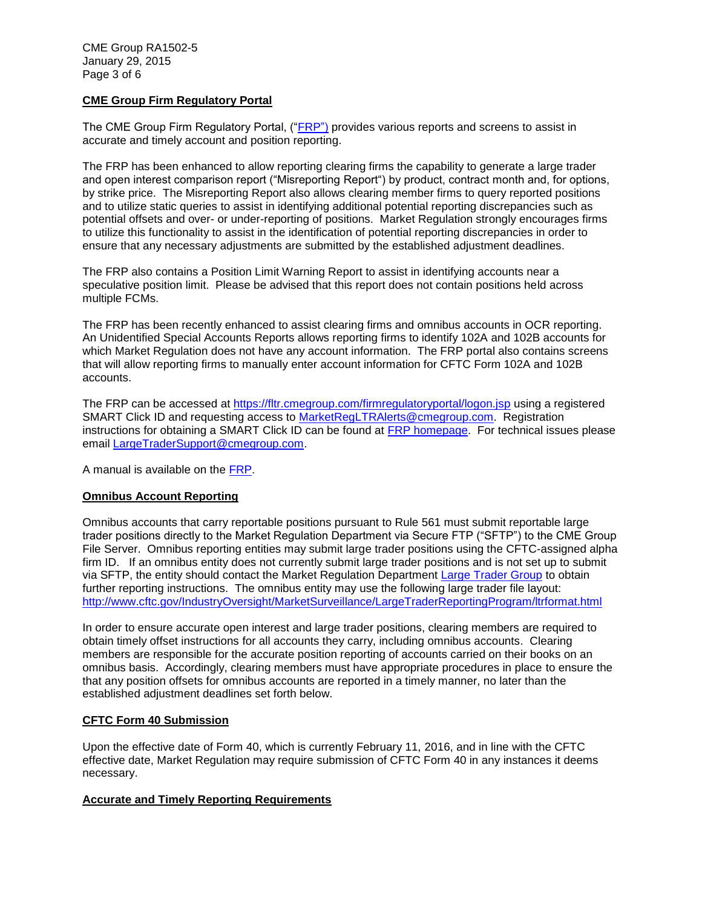**CME Group Firm Regulatory Portal**

The CME Group Firm Regulatory Portal, ("FRP") provides various reports and screens to assist in accurate and timely account and position reporting.

The FRP has been enhanced to allow reporting clearing firms the capability to generate a large trader and open interest comparison report ("Misreporting Report") by product, contract month and, for options, by strike price. The Misreporting Report also allows clearing member firms to query reported positions and to utilize static queries to assist in identifying additional potential reporting discrepancies such as potential offsets and over- or under-reporting of positions. Market Regulation strongly encourages firms to utilize this functionality to assist in the identification of potential reporting discrepancies in order to ensure that any necessary adjustments are submitted by the established adjustment deadlines.

The FRP also contains a Position Limit Warning Report to assist in identifying accounts near a speculative position limit. Please be advised that this report does not contain positions held across multiple FCMs.

The FRP has been recently enhanced to assist clearing firms and omnibus accounts in OCR reporting. An Unidentified Special Accounts Reports allows reporting firms to identify 102A and 102B accounts for which Market Regulation does not have any account information. The FRP portal also contains screens that will allow reporting firms to manually enter account information for CFTC Form 102A and 102B accounts.

The FRP can be accessed at https://fltr.cmegroup.com/firmregulatoryportal/logon.jsp using a registered SMART Click ID and requesting access to MarketRegLTRAlerts@cmegroup.com. Registration instructions for obtaining a SMART Click ID can be found at FRP homepage. For technical issues please email LargeTraderSupport@cmegroup.com.

A manual is available on the FRP.

**Omnibus Account Reporting**

Omnibus accounts that carry reportable positions pursuant to Rule 561 must submit reportable large trader positions directly to the Market Regulation Department via Secure FTP ("SFTP") to the CME Group File Server. Omnibus reporting entities may submit large trader positions using the CFTC-assigned alpha firm ID. If an omnibus entity does not currently submit large trader positions and is not set up to submit via SFTP, the entity should contact the Market Regulation Department Large Trader Group to obtain further reporting instructions. The omnibus entity may use the following large trader file layout: http://www.cftc.gov/IndustryOversight/MarketSurveillance/LargeTraderReportingProgram/ltrformat.html

In order to ensure accurate open interest and large trader positions, clearing members are required to obtain timely offset instructions for all accounts they carry, including omnibus accounts. Clearing members are responsible for the accurate position reporting of accounts carried on their books on an omnibus basis. Accordingly, clearing members must have appropriate procedures in place to ensure the that any position offsets for omnibus accounts are reported in a timely manner, no later than the established adjustment deadlines set forth below.

**CFTC Form 40 Submission**

Upon the effective date of Form 40, which is currently February 11, 2016, and in line with the CFTC effective date, Market Regulation may require submission of CFTC Form 40 in any instances it deems necessary.

**Accurate and Timely Reporting Requirements**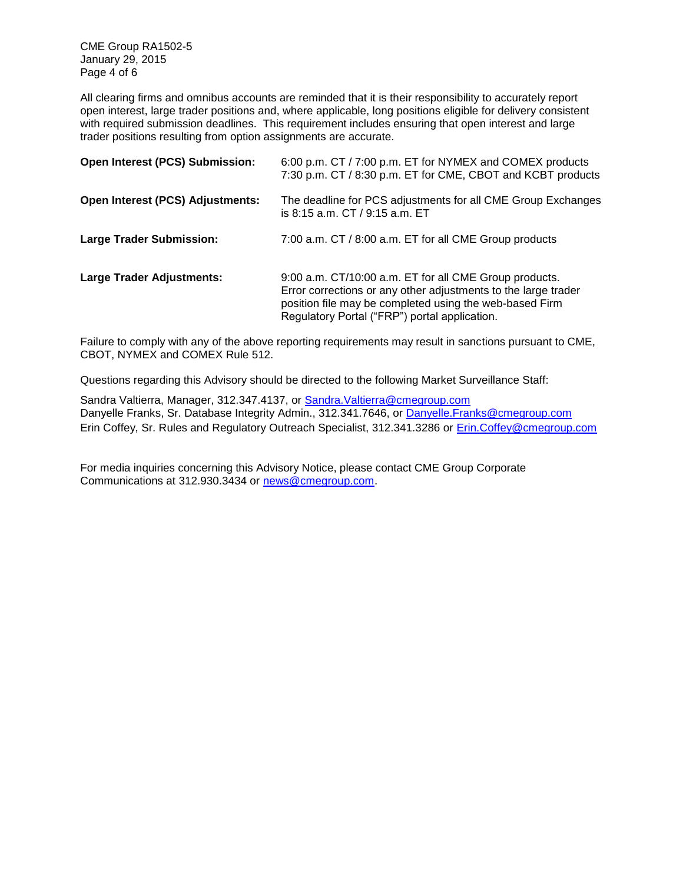All clearing firms and omnibus accounts are reminded that it is their responsibility to accurately report open interest, large trader positions and, where applicable, long positions eligible for delivery consistent with required submission deadlines. This requirement includes ensuring that open interest and large trader positions resulting from option assignments are accurate.

| | |
|---|---|
| **Open Interest (PCS) Submission:** | 6:00 p.m. CT / 7:00 p.m. ET for NYMEX and COMEX products<br>7:30 p.m. CT / 8:30 p.m. ET for CME, CBOT and KCBT products |
| **Open Interest (PCS) Adjustments:** | The deadline for PCS adjustments for all CME Group Exchanges is 8:15 a.m. CT / 9:15 a.m. ET |
| **Large Trader Submission:** | 7:00 a.m. CT / 8:00 a.m. ET for all CME Group products |
| **Large Trader Adjustments:** | 9:00 a.m. CT/10:00 a.m. ET for all CME Group products. Error corrections or any other adjustments to the large trader position file may be completed using the web-based Firm Regulatory Portal ("FRP") portal application. |

Failure to comply with any of the above reporting requirements may result in sanctions pursuant to CME, CBOT, NYMEX and COMEX Rule 512.

Questions regarding this Advisory should be directed to the following Market Surveillance Staff:

Sandra Valtierra, Manager, 312.347.4137, or Sandra.Valtierra@cmegroup.com
Danyelle Franks, Sr. Database Integrity Admin., 312.341.7646, or Danyelle.Franks@cmegroup.com
Erin Coffey, Sr. Rules and Regulatory Outreach Specialist, 312.341.3286 or Erin.Coffey@cmegroup.com

For media inquiries concerning this Advisory Notice, please contact CME Group Corporate Communications at 312.930.3434 or news@cmegroup.com.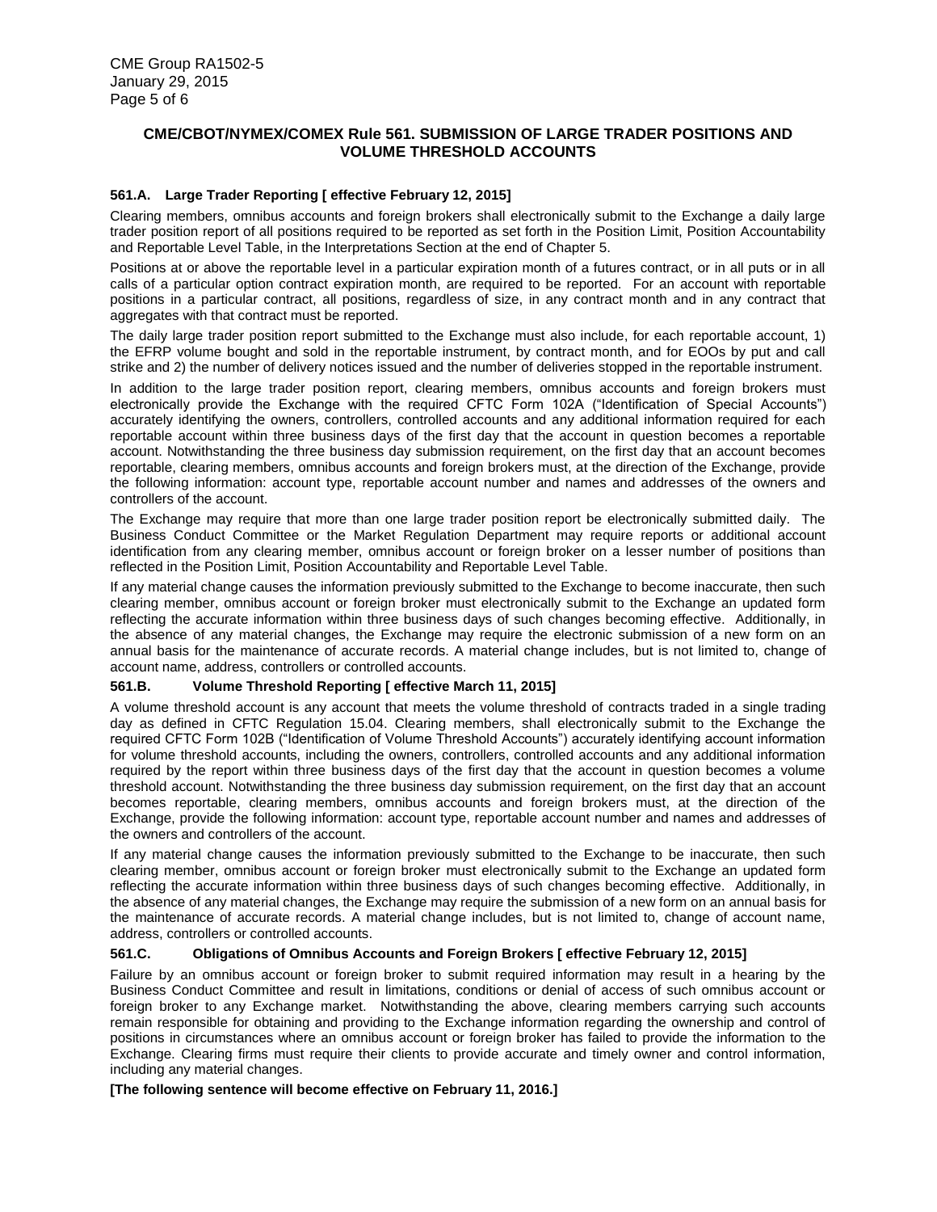## CME/CBOT/NYMEX/COMEX Rule 561. SUBMISSION OF LARGE TRADER POSITIONS AND VOLUME THRESHOLD ACCOUNTS

### 561.A. Large Trader Reporting [ effective February 12, 2015]

Clearing members, omnibus accounts and foreign brokers shall electronically submit to the Exchange a daily large trader position report of all positions required to be reported as set forth in the Position Limit, Position Accountability and Reportable Level Table, in the Interpretations Section at the end of Chapter 5.

Positions at or above the reportable level in a particular expiration month of a futures contract, or in all puts or in all calls of a particular option contract expiration month, are required to be reported. For an account with reportable positions in a particular contract, all positions, regardless of size, in any contract month and in any contract that aggregates with that contract must be reported.

The daily large trader position report submitted to the Exchange must also include, for each reportable account, 1) the EFRP volume bought and sold in the reportable instrument, by contract month, and for EOOs by put and call strike and 2) the number of delivery notices issued and the number of deliveries stopped in the reportable instrument.

In addition to the large trader position report, clearing members, omnibus accounts and foreign brokers must electronically provide the Exchange with the required CFTC Form 102A ("Identification of Special Accounts") accurately identifying the owners, controllers, controlled accounts and any additional information required for each reportable account within three business days of the first day that the account in question becomes a reportable account. Notwithstanding the three business day submission requirement, on the first day that an account becomes reportable, clearing members, omnibus accounts and foreign brokers must, at the direction of the Exchange, provide the following information: account type, reportable account number and names and addresses of the owners and controllers of the account.

The Exchange may require that more than one large trader position report be electronically submitted daily. The Business Conduct Committee or the Market Regulation Department may require reports or additional account identification from any clearing member, omnibus account or foreign broker on a lesser number of positions than reflected in the Position Limit, Position Accountability and Reportable Level Table.

If any material change causes the information previously submitted to the Exchange to become inaccurate, then such clearing member, omnibus account or foreign broker must electronically submit to the Exchange an updated form reflecting the accurate information within three business days of such changes becoming effective. Additionally, in the absence of any material changes, the Exchange may require the electronic submission of a new form on an annual basis for the maintenance of accurate records. A material change includes, but is not limited to, change of account name, address, controllers or controlled accounts.

### 561.B. Volume Threshold Reporting [ effective March 11, 2015]

A volume threshold account is any account that meets the volume threshold of contracts traded in a single trading day as defined in CFTC Regulation 15.04. Clearing members, shall electronically submit to the Exchange the required CFTC Form 102B ("Identification of Volume Threshold Accounts") accurately identifying account information for volume threshold accounts, including the owners, controllers, controlled accounts and any additional information required by the report within three business days of the first day that the account in question becomes a volume threshold account. Notwithstanding the three business day submission requirement, on the first day that an account becomes reportable, clearing members, omnibus accounts and foreign brokers must, at the direction of the Exchange, provide the following information: account type, reportable account number and names and addresses of the owners and controllers of the account.

If any material change causes the information previously submitted to the Exchange to be inaccurate, then such clearing member, omnibus account or foreign broker must electronically submit to the Exchange an updated form reflecting the accurate information within three business days of such changes becoming effective. Additionally, in the absence of any material changes, the Exchange may require the submission of a new form on an annual basis for the maintenance of accurate records. A material change includes, but is not limited to, change of account name, address, controllers or controlled accounts.

### 561.C. Obligations of Omnibus Accounts and Foreign Brokers [ effective February 12, 2015]

Failure by an omnibus account or foreign broker to submit required information may result in a hearing by the Business Conduct Committee and result in limitations, conditions or denial of access of such omnibus account or foreign broker to any Exchange market. Notwithstanding the above, clearing members carrying such accounts remain responsible for obtaining and providing to the Exchange information regarding the ownership and control of positions in circumstances where an omnibus account or foreign broker has failed to provide the information to the Exchange. Clearing firms must require their clients to provide accurate and timely owner and control information, including any material changes.

**[The following sentence will become effective on February 11, 2016.]**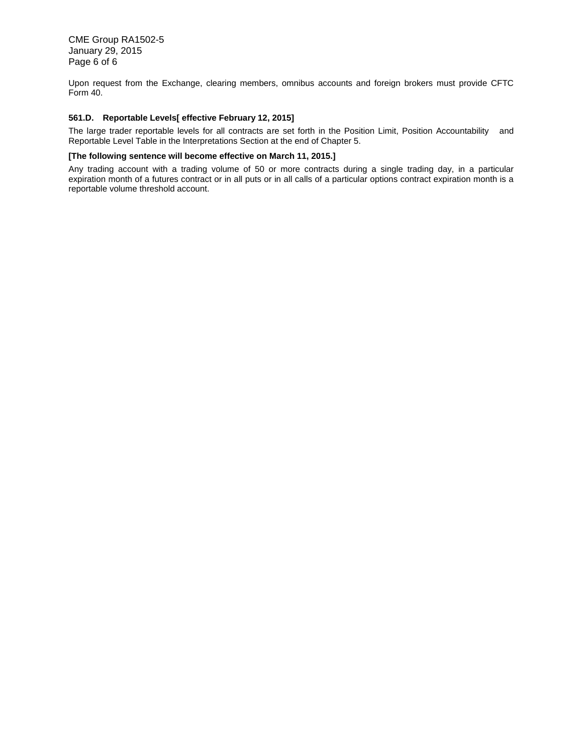Upon request from the Exchange, clearing members, omnibus accounts and foreign brokers must provide CFTC Form 40.

**561.D. Reportable Levels[ effective February 12, 2015]**

The large trader reportable levels for all contracts are set forth in the Position Limit, Position Accountability and Reportable Level Table in the Interpretations Section at the end of Chapter 5.

**[The following sentence will become effective on March 11, 2015.]**

Any trading account with a trading volume of 50 or more contracts during a single trading day, in a particular expiration month of a futures contract or in all puts or in all calls of a particular options contract expiration month is a reportable volume threshold account.